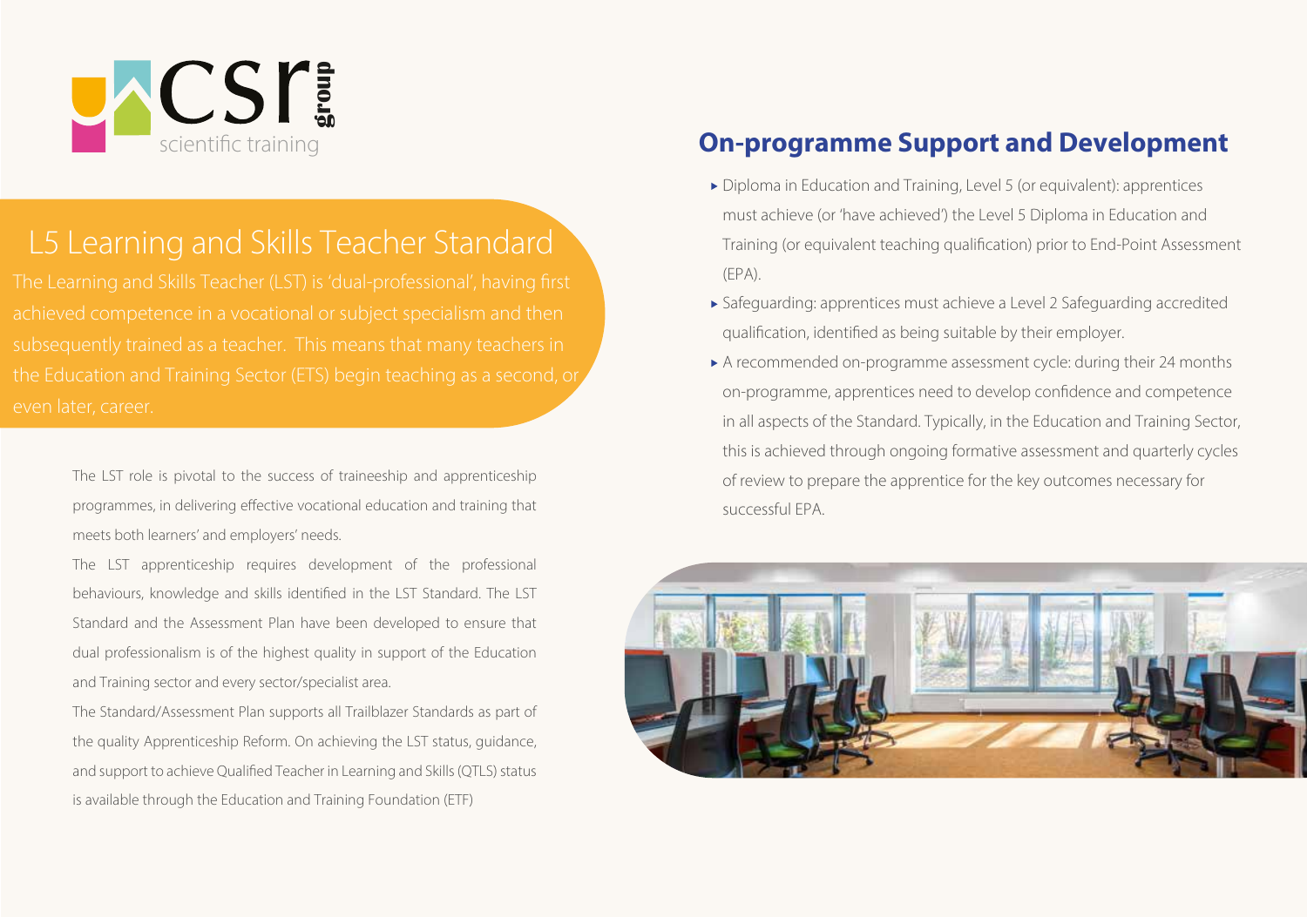csr group
scientific training

# L5 Learning and Skills Teacher Standard

The Learning and Skills Teacher (LST) is 'dual-professional', having first achieved competence in a vocational or subject specialism and then subsequently trained as a teacher. This means that many teachers in the Education and Training Sector (ETS) begin teaching as a second, or even later, career.

The LST role is pivotal to the success of traineeship and apprenticeship programmes, in delivering effective vocational education and training that meets both learners' and employers' needs.

The LST apprenticeship requires development of the professional behaviours, knowledge and skills identified in the LST Standard. The LST Standard and the Assessment Plan have been developed to ensure that dual professionalism is of the highest quality in support of the Education and Training sector and every sector/specialist area.

The Standard/Assessment Plan supports all Trailblazer Standards as part of the quality Apprenticeship Reform. On achieving the LST status, guidance, and support to achieve Qualified Teacher in Learning and Skills (QTLS) status is available through the Education and Training Foundation (ETF)

## On-programme Support and Development

- Diploma in Education and Training, Level 5 (or equivalent): apprentices must achieve (or 'have achieved') the Level 5 Diploma in Education and Training (or equivalent teaching qualification) prior to End-Point Assessment (EPA).
- Safeguarding: apprentices must achieve a Level 2 Safeguarding accredited qualification, identified as being suitable by their employer.
- A recommended on-programme assessment cycle: during their 24 months on-programme, apprentices need to develop confidence and competence in all aspects of the Standard. Typically, in the Education and Training Sector, this is achieved through ongoing formative assessment and quarterly cycles of review to prepare the apprentice for the key outcomes necessary for successful EPA.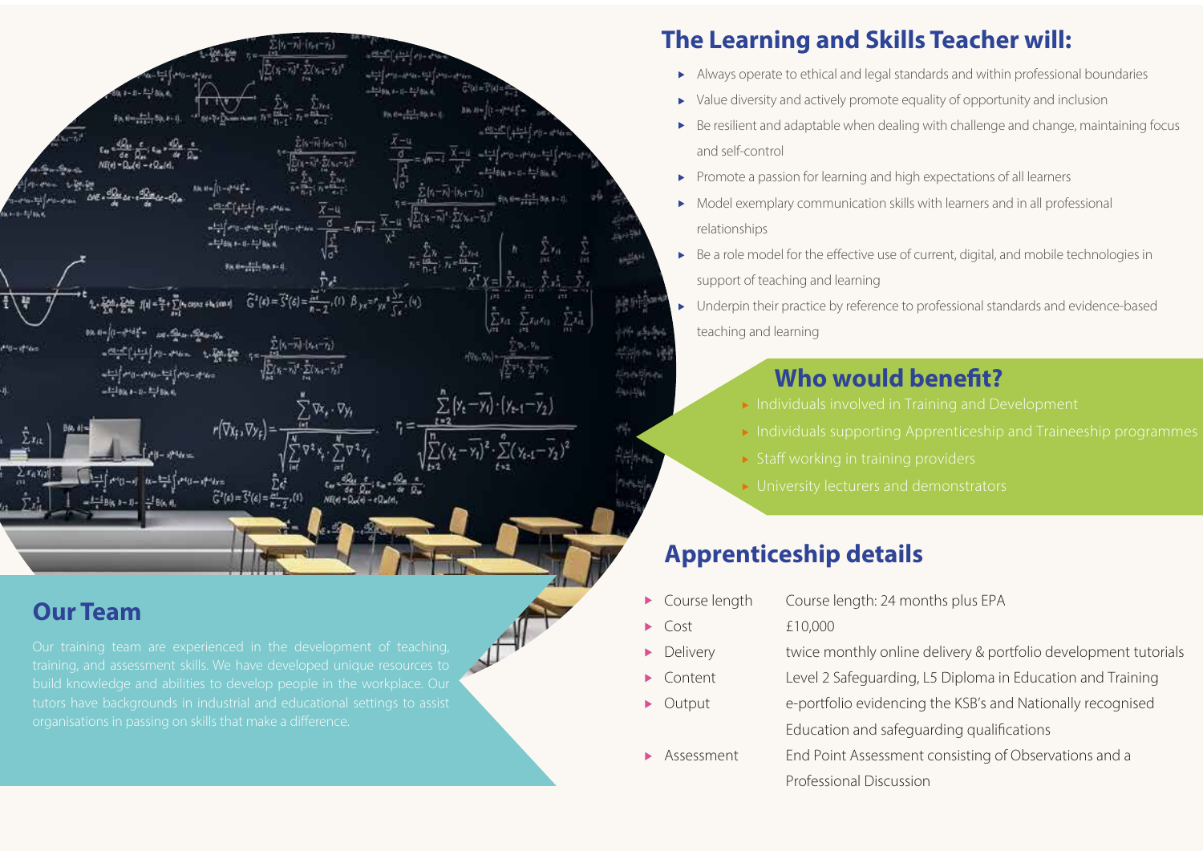## The Learning and Skills Teacher will:

- Always operate to ethical and legal standards and within professional boundaries
- Value diversity and actively promote equality of opportunity and inclusion
- Be resilient and adaptable when dealing with challenge and change, maintaining focus and self-control
- Promote a passion for learning and high expectations of all learners
- Model exemplary communication skills with learners and in all professional relationships
- Be a role model for the effective use of current, digital, and mobile technologies in support of teaching and learning
- Underpin their practice by reference to professional standards and evidence-based teaching and learning

## Who would benefit?

- Individuals involved in Training and Development
- Individuals supporting Apprenticeship and Traineeship programmes
- Staff working in training providers
- University lecturers and demonstrators

## Our Team

Our training team are experienced in the development of teaching, training, and assessment skills. We have developed unique resources to build knowledge and abilities to develop people in the workplace. Our tutors have backgrounds in industrial and educational settings to assist organisations in passing on skills that make a difference.

## Apprenticeship details

| | |
|---|---|
| Course length | Course length: 24 months plus EPA |
| Cost | £10,000 |
| Delivery | twice monthly online delivery & portfolio development tutorials |
| Content | Level 2 Safeguarding, L5 Diploma in Education and Training |
| Output | e-portfolio evidencing the KSB's and Nationally recognised Education and safeguarding qualifications |
| Assessment | End Point Assessment consisting of Observations and a Professional Discussion |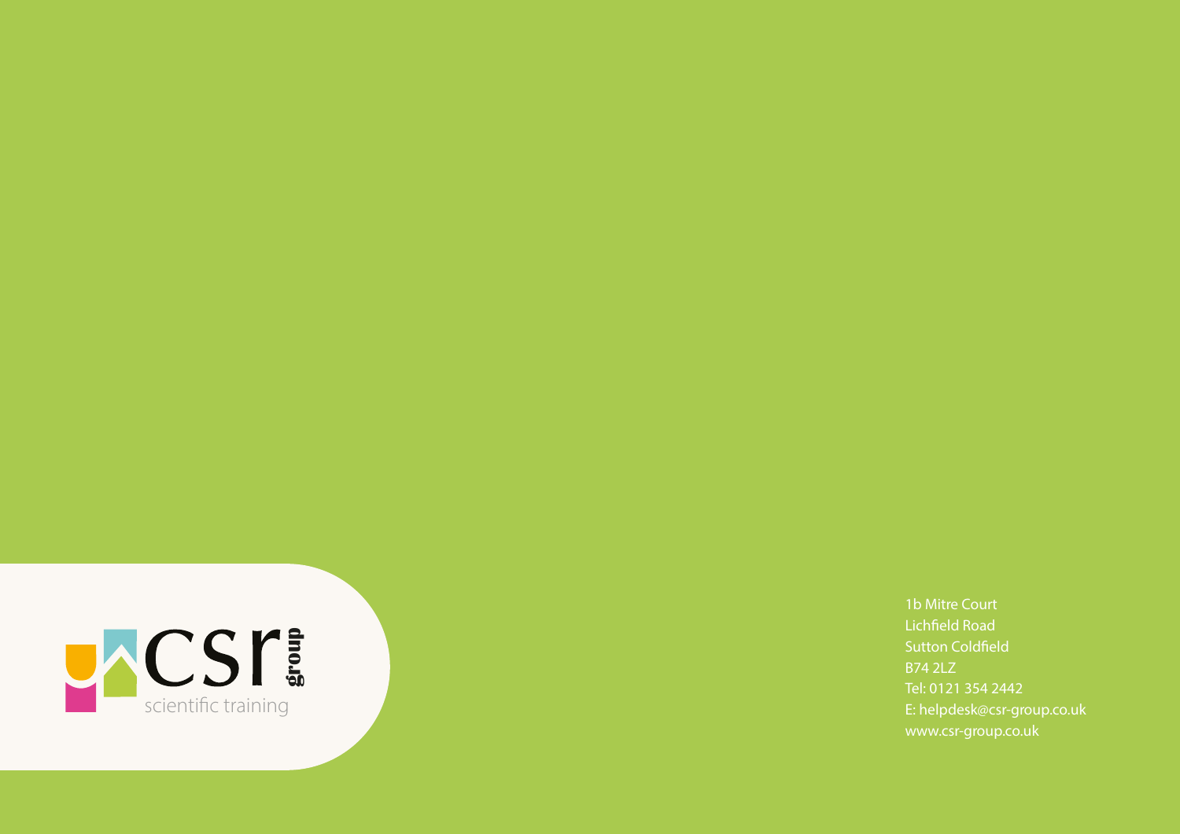csr group

scientific training

1b Mitre Court
Lichfield Road
Sutton Coldfield
B74 2LZ
Tel: 0121 354 2442
E: helpdesk@csr-group.co.uk
www.csr-group.co.uk